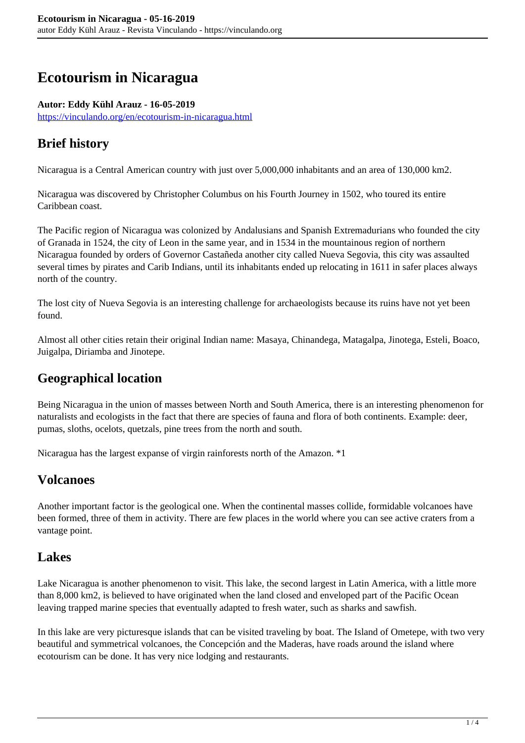# Ecotourism in Nicaragua

**Autor: Eddy Kühl Arauz - 16-05-2019**
https://vinculando.org/en/ecotourism-in-nicaragua.html

## Brief history

Nicaragua is a Central American country with just over 5,000,000 inhabitants and an area of 130,000 km2.

Nicaragua was discovered by Christopher Columbus on his Fourth Journey in 1502, who toured its entire Caribbean coast.

The Pacific region of Nicaragua was colonized by Andalusians and Spanish Extremadurians who founded the city of Granada in 1524, the city of Leon in the same year, and in 1534 in the mountainous region of northern Nicaragua founded by orders of Governor Castañeda another city called Nueva Segovia, this city was assaulted several times by pirates and Carib Indians, until its inhabitants ended up relocating in 1611 in safer places always north of the country.

The lost city of Nueva Segovia is an interesting challenge for archaeologists because its ruins have not yet been found.

Almost all other cities retain their original Indian name: Masaya, Chinandega, Matagalpa, Jinotega, Esteli, Boaco, Juigalpa, Diriamba and Jinotepe.

## Geographical location

Being Nicaragua in the union of masses between North and South America, there is an interesting phenomenon for naturalists and ecologists in the fact that there are species of fauna and flora of both continents. Example: deer, pumas, sloths, ocelots, quetzals, pine trees from the north and south.

Nicaragua has the largest expanse of virgin rainforests north of the Amazon. *1

## Volcanoes

Another important factor is the geological one. When the continental masses collide, formidable volcanoes have been formed, three of them in activity. There are few places in the world where you can see active craters from a vantage point.

## Lakes

Lake Nicaragua is another phenomenon to visit. This lake, the second largest in Latin America, with a little more than 8,000 km2, is believed to have originated when the land closed and enveloped part of the Pacific Ocean leaving trapped marine species that eventually adapted to fresh water, such as sharks and sawfish.

In this lake are very picturesque islands that can be visited traveling by boat. The Island of Ometepe, with two very beautiful and symmetrical volcanoes, the Concepción and the Maderas, have roads around the island where ecotourism can be done. It has very nice lodging and restaurants.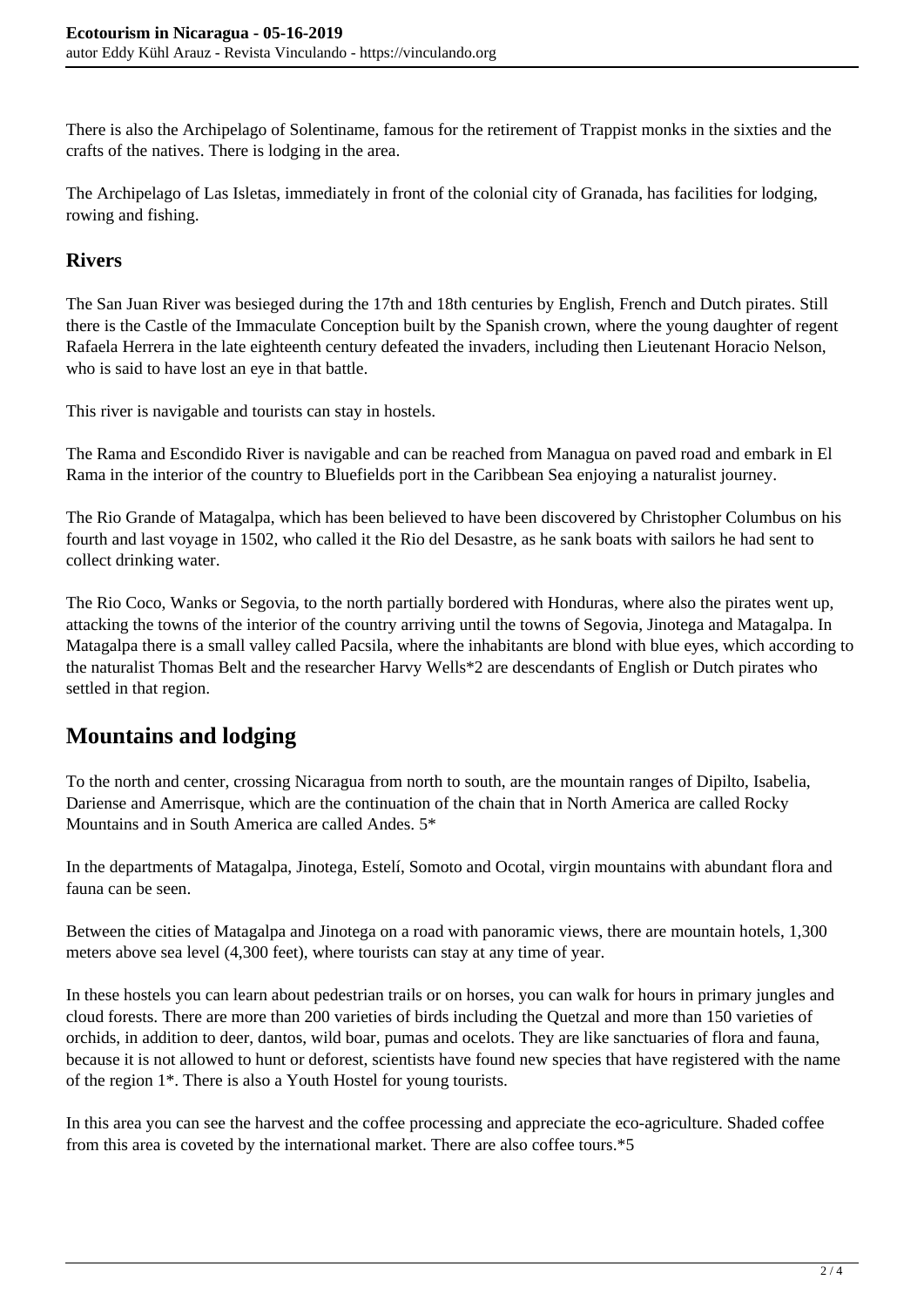There is also the Archipelago of Solentiname, famous for the retirement of Trappist monks in the sixties and the crafts of the natives. There is lodging in the area.

The Archipelago of Las Isletas, immediately in front of the colonial city of Granada, has facilities for lodging, rowing and fishing.

### Rivers

The San Juan River was besieged during the 17th and 18th centuries by English, French and Dutch pirates. Still there is the Castle of the Immaculate Conception built by the Spanish crown, where the young daughter of regent Rafaela Herrera in the late eighteenth century defeated the invaders, including then Lieutenant Horacio Nelson, who is said to have lost an eye in that battle.

This river is navigable and tourists can stay in hostels.

The Rama and Escondido River is navigable and can be reached from Managua on paved road and embark in El Rama in the interior of the country to Bluefields port in the Caribbean Sea enjoying a naturalist journey.

The Rio Grande of Matagalpa, which has been believed to have been discovered by Christopher Columbus on his fourth and last voyage in 1502, who called it the Rio del Desastre, as he sank boats with sailors he had sent to collect drinking water.

The Rio Coco, Wanks or Segovia, to the north partially bordered with Honduras, where also the pirates went up, attacking the towns of the interior of the country arriving until the towns of Segovia, Jinotega and Matagalpa. In Matagalpa there is a small valley called Pacsila, where the inhabitants are blond with blue eyes, which according to the naturalist Thomas Belt and the researcher Harvy Wells*2 are descendants of English or Dutch pirates who settled in that region.

## Mountains and lodging

To the north and center, crossing Nicaragua from north to south, are the mountain ranges of Dipilto, Isabelia, Dariense and Amerrisque, which are the continuation of the chain that in North America are called Rocky Mountains and in South America are called Andes. 5*

In the departments of Matagalpa, Jinotega, Estelí, Somoto and Ocotal, virgin mountains with abundant flora and fauna can be seen.

Between the cities of Matagalpa and Jinotega on a road with panoramic views, there are mountain hotels, 1,300 meters above sea level (4,300 feet), where tourists can stay at any time of year.

In these hostels you can learn about pedestrian trails or on horses, you can walk for hours in primary jungles and cloud forests. There are more than 200 varieties of birds including the Quetzal and more than 150 varieties of orchids, in addition to deer, dantos, wild boar, pumas and ocelots. They are like sanctuaries of flora and fauna, because it is not allowed to hunt or deforest, scientists have found new species that have registered with the name of the region 1*. There is also a Youth Hostel for young tourists.

In this area you can see the harvest and the coffee processing and appreciate the eco-agriculture. Shaded coffee from this area is coveted by the international market. There are also coffee tours.*5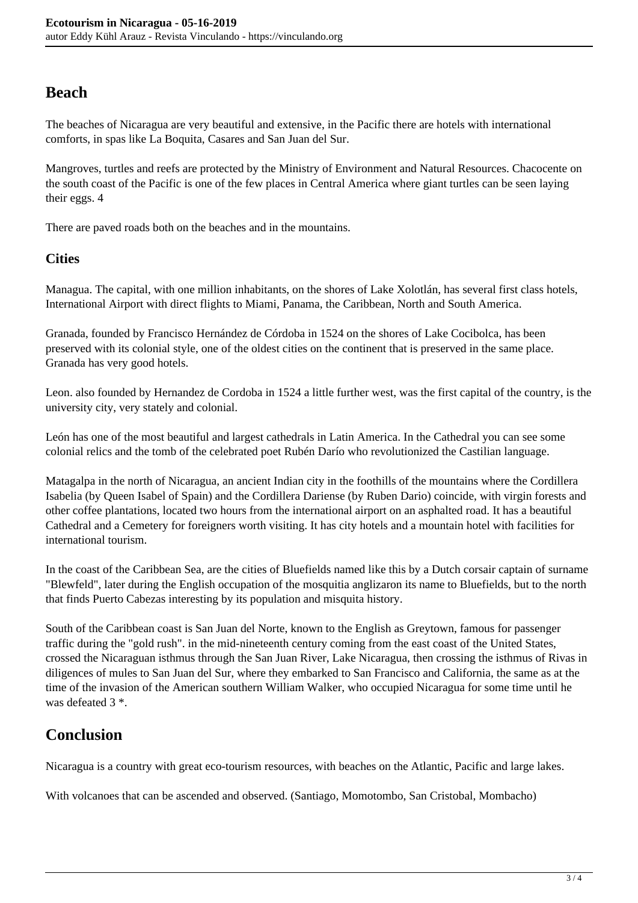## Beach

The beaches of Nicaragua are very beautiful and extensive, in the Pacific there are hotels with international comforts, in spas like La Boquita, Casares and San Juan del Sur.

Mangroves, turtles and reefs are protected by the Ministry of Environment and Natural Resources. Chacocente on the south coast of the Pacific is one of the few places in Central America where giant turtles can be seen laying their eggs. 4

There are paved roads both on the beaches and in the mountains.

### Cities

Managua. The capital, with one million inhabitants, on the shores of Lake Xolotlán, has several first class hotels, International Airport with direct flights to Miami, Panama, the Caribbean, North and South America.

Granada, founded by Francisco Hernández de Córdoba in 1524 on the shores of Lake Cocibolca, has been preserved with its colonial style, one of the oldest cities on the continent that is preserved in the same place. Granada has very good hotels.

Leon. also founded by Hernandez de Cordoba in 1524 a little further west, was the first capital of the country, is the university city, very stately and colonial.

León has one of the most beautiful and largest cathedrals in Latin America. In the Cathedral you can see some colonial relics and the tomb of the celebrated poet Rubén Darío who revolutionized the Castilian language.

Matagalpa in the north of Nicaragua, an ancient Indian city in the foothills of the mountains where the Cordillera Isabelia (by Queen Isabel of Spain) and the Cordillera Dariense (by Ruben Dario) coincide, with virgin forests and other coffee plantations, located two hours from the international airport on an asphalted road. It has a beautiful Cathedral and a Cemetery for foreigners worth visiting. It has city hotels and a mountain hotel with facilities for international tourism.

In the coast of the Caribbean Sea, are the cities of Bluefields named like this by a Dutch corsair captain of surname "Blewfeld", later during the English occupation of the mosquitia anglizaron its name to Bluefields, but to the north that finds Puerto Cabezas interesting by its population and misquita history.

South of the Caribbean coast is San Juan del Norte, known to the English as Greytown, famous for passenger traffic during the "gold rush". in the mid-nineteenth century coming from the east coast of the United States, crossed the Nicaraguan isthmus through the San Juan River, Lake Nicaragua, then crossing the isthmus of Rivas in diligences of mules to San Juan del Sur, where they embarked to San Francisco and California, the same as at the time of the invasion of the American southern William Walker, who occupied Nicaragua for some time until he was defeated 3 *.

## Conclusion

Nicaragua is a country with great eco-tourism resources, with beaches on the Atlantic, Pacific and large lakes.

With volcanoes that can be ascended and observed. (Santiago, Momotombo, San Cristobal, Mombacho)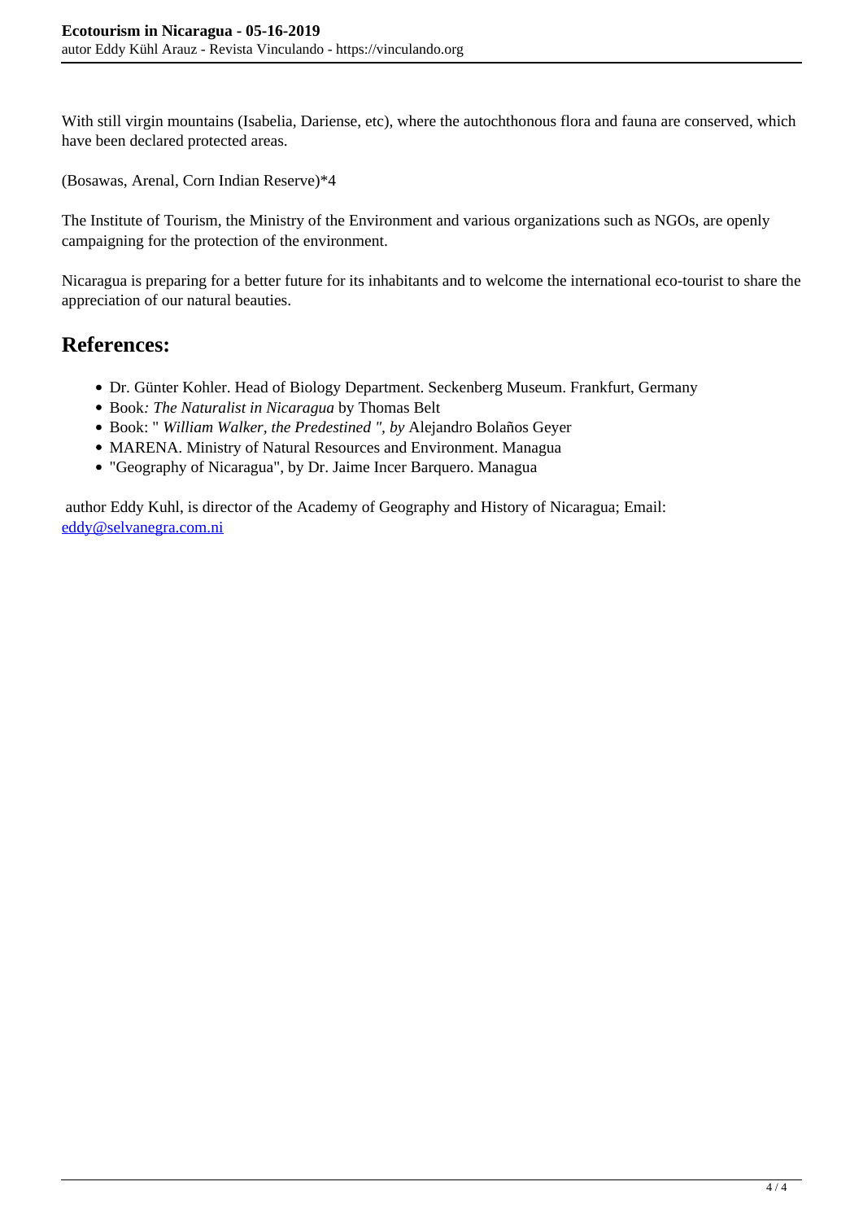With still virgin mountains (Isabelia, Dariense, etc), where the autochthonous flora and fauna are conserved, which have been declared protected areas.

(Bosawas, Arenal, Corn Indian Reserve)*4

The Institute of Tourism, the Ministry of the Environment and various organizations such as NGOs, are openly campaigning for the protection of the environment.

Nicaragua is preparing for a better future for its inhabitants and to welcome the international eco-tourist to share the appreciation of our natural beauties.

## References:

- Dr. Günter Kohler. Head of Biology Department. Seckenberg Museum. Frankfurt, Germany
- Book*: The Naturalist in Nicaragua* by Thomas Belt
- Book: " *William Walker, the Predestined ", by* Alejandro Bolaños Geyer
- MARENA. Ministry of Natural Resources and Environment. Managua
- "Geography of Nicaragua", by Dr. Jaime Incer Barquero. Managua

author Eddy Kuhl, is director of the Academy of Geography and History of Nicaragua; Email: [eddy@selvanegra.com.ni](mailto:eddy@selvanegra.com.ni)